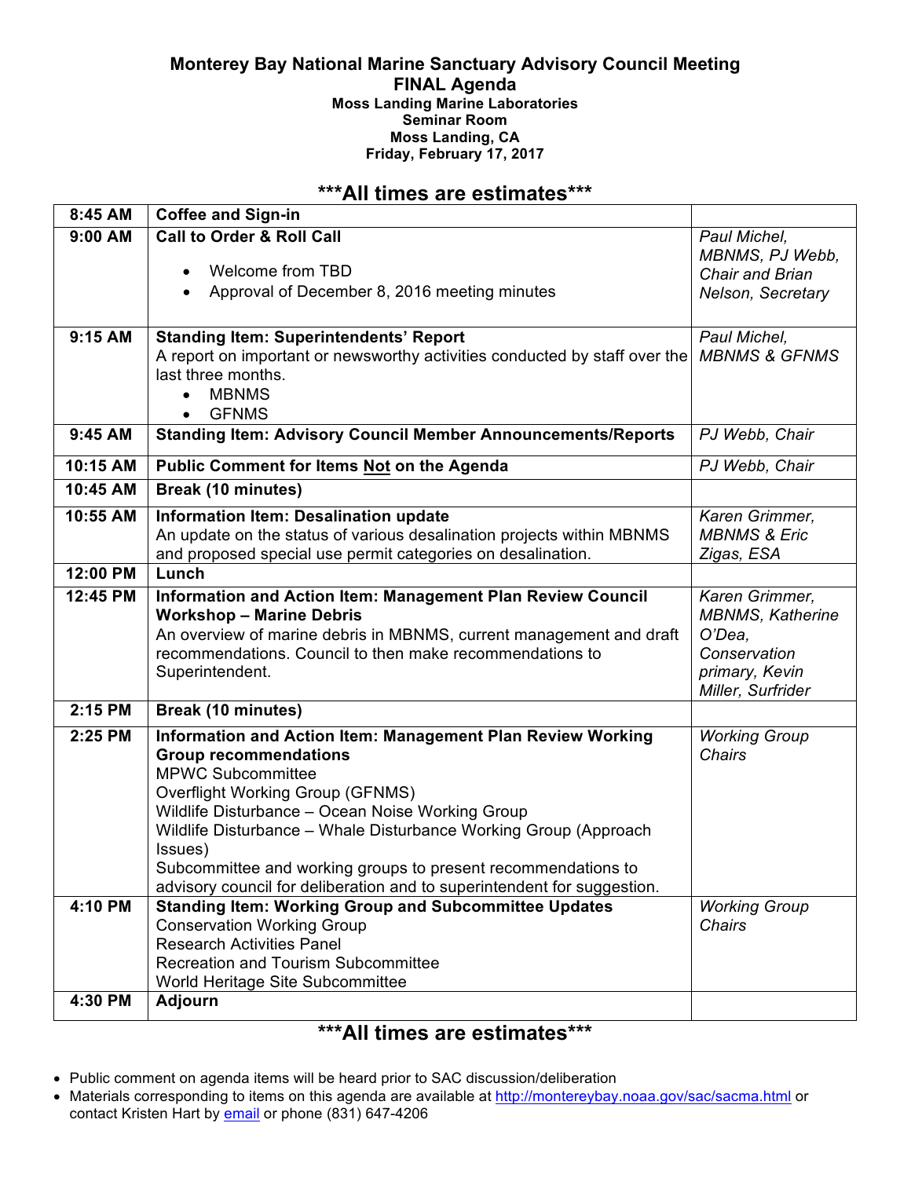# Monterey Bay National Marine Sanctuary Advisory Council Meeting

## FINAL Agenda

**Moss Landing Marine Laboratories**
**Seminar Room**
**Moss Landing, CA**
**Friday, February 17, 2017**

### \*\*\*All times are estimates\*\*\*

| | | |
|---|---|---|
| **8:45 AM** | **Coffee and Sign-in** | |
| **9:00 AM** | **Call to Order & Roll Call**<br>• Welcome from TBD<br>• Approval of December 8, 2016 meeting minutes | *Paul Michel, MBNMS, PJ Webb, Chair and Brian Nelson, Secretary* |
| **9:15 AM** | **Standing Item: Superintendents' Report**<br>A report on important or newsworthy activities conducted by staff over the last three months.<br>• MBNMS<br>• GFNMS | *Paul Michel, MBNMS & GFNMS* |
| **9:45 AM** | **Standing Item: Advisory Council Member Announcements/Reports** | *PJ Webb, Chair* |
| **10:15 AM** | **Public Comment for Items <u>Not</u> on the Agenda** | *PJ Webb, Chair* |
| **10:45 AM** | **Break (10 minutes)** | |
| **10:55 AM** | **Information Item: Desalination update**<br>An update on the status of various desalination projects within MBNMS and proposed special use permit categories on desalination. | *Karen Grimmer, MBNMS & Eric Zigas, ESA* |
| **12:00 PM** | **Lunch** | |
| **12:45 PM** | **Information and Action Item: Management Plan Review Council Workshop – Marine Debris**<br>An overview of marine debris in MBNMS, current management and draft recommendations. Council to then make recommendations to Superintendent. | *Karen Grimmer, MBNMS, Katherine O'Dea, Conservation primary, Kevin Miller, Surfrider* |
| **2:15 PM** | **Break (10 minutes)** | |
| **2:25 PM** | **Information and Action Item: Management Plan Review Working Group recommendations**<br>MPWC Subcommittee<br>Overflight Working Group (GFNMS)<br>Wildlife Disturbance – Ocean Noise Working Group<br>Wildlife Disturbance – Whale Disturbance Working Group (Approach Issues)<br>Subcommittee and working groups to present recommendations to advisory council for deliberation and to superintendent for suggestion. | *Working Group Chairs* |
| **4:10 PM** | **Standing Item: Working Group and Subcommittee Updates**<br>Conservation Working Group<br>Research Activities Panel<br>Recreation and Tourism Subcommittee<br>World Heritage Site Subcommittee | *Working Group Chairs* |
| **4:30 PM** | **Adjourn** | |

### \*\*\*All times are estimates\*\*\*

- Public comment on agenda items will be heard prior to SAC discussion/deliberation
- Materials corresponding to items on this agenda are available at [http://montereybay.noaa.gov/sac/sacma.html](http://montereybay.noaa.gov/sac/sacma.html) or contact Kristen Hart by email or phone (831) 647-4206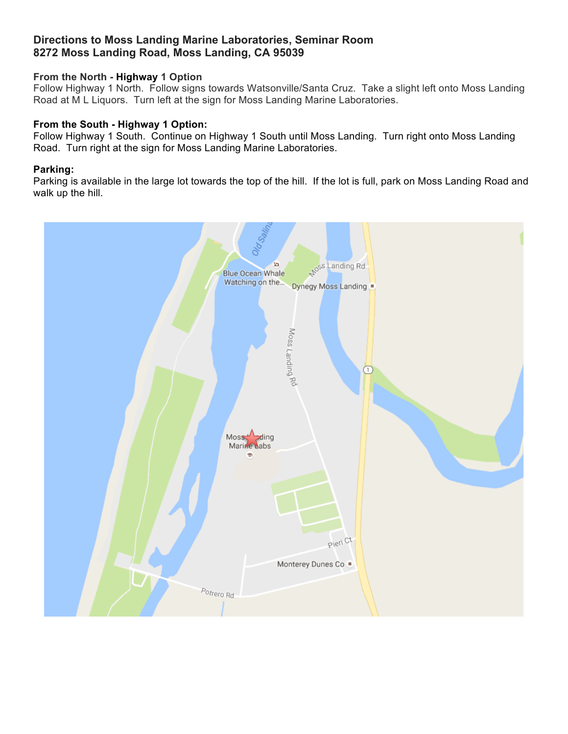**Directions to Moss Landing Marine Laboratories, Seminar Room**
**8272 Moss Landing Road, Moss Landing, CA 95039**

**From the North - Highway 1 Option**
Follow Highway 1 North. Follow signs towards Watsonville/Santa Cruz. Take a slight left onto Moss Landing Road at M L Liquors. Turn left at the sign for Moss Landing Marine Laboratories.

**From the South - Highway 1 Option:**
Follow Highway 1 South. Continue on Highway 1 South until Moss Landing. Turn right onto Moss Landing Road. Turn right at the sign for Moss Landing Marine Laboratories.

**Parking:**
Parking is available in the large lot towards the top of the hill. If the lot is full, park on Moss Landing Road and walk up the hill.

Old Salinas
Blue Ocean Whale Watching on the...
Moss Landing Rd
Dynegy Moss Landing
Moss Landing Rd
1
Moss Landing Marine Labs
Pieri Ct
Monterey Dunes Co
Potrero Rd